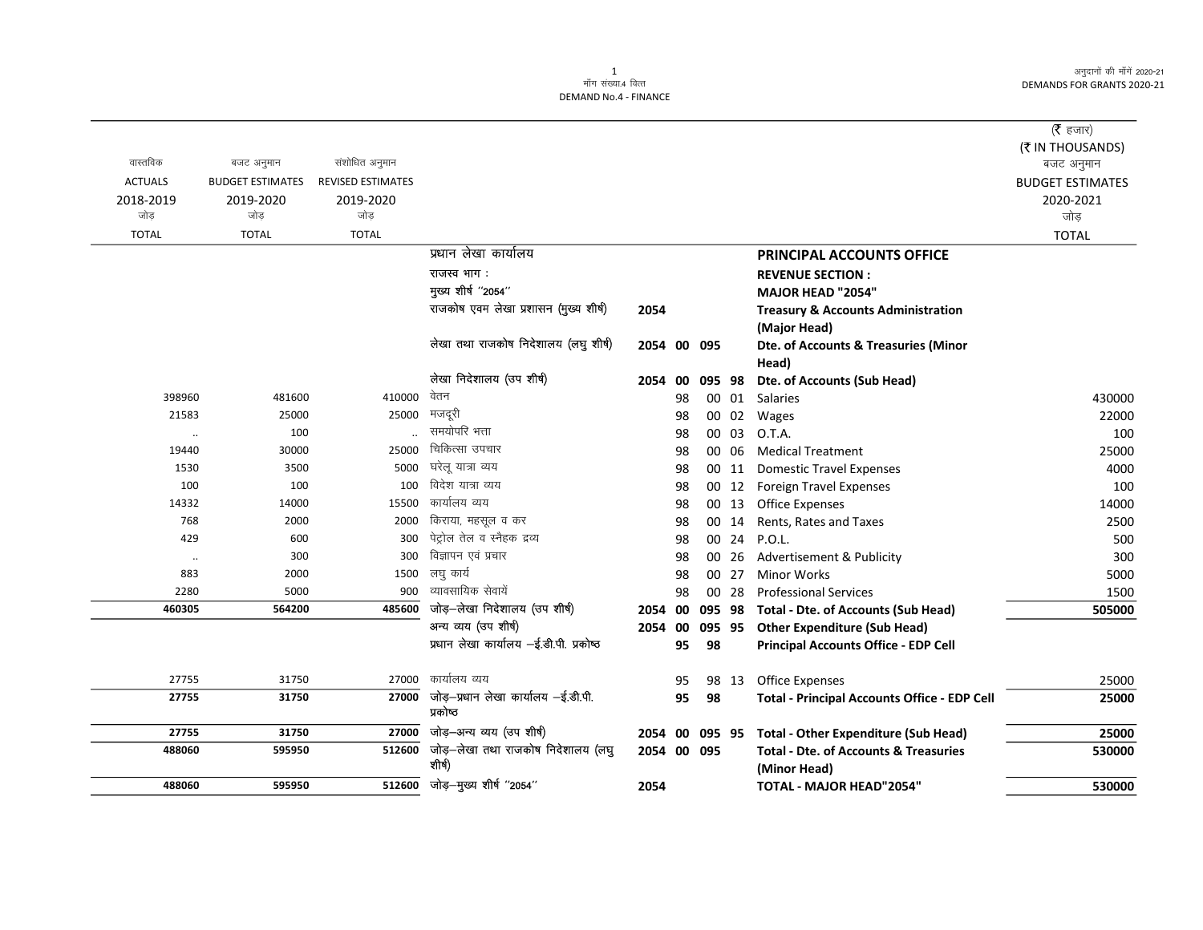माँग संख्या.4 वित्त
DEMAND No.4 - FINANCE

अनुदानों की माँगें 2020-21
DEMANDS FOR GRANTS 2020-21

(₹ हजार)
(₹ IN THOUSANDS)

| वास्तविक ACTUALS 2018-2019 जोड़ TOTAL | बजट अनुमान BUDGET ESTIMATES 2019-2020 जोड़ TOTAL | संशोधित अनुमान REVISED ESTIMATES 2019-2020 जोड़ TOTAL | | | | | | | बजट अनुमान BUDGET ESTIMATES 2020-2021 जोड़ TOTAL |
|---|---|---|---|---|---|---|---|---|---|
| | | | प्रधान लेखा कार्यालय | | | | | **PRINCIPAL ACCOUNTS OFFICE** | |
| | | | राजस्व भाग : | | | | | **REVENUE SECTION :** | |
| | | | मुख्य शीर्ष "2054" | | | | | **MAJOR HEAD "2054"** | |
| | | | राजकोष एवम लेखा प्रशासन (मुख्य शीर्ष) | 2054 | | | | **Treasury & Accounts Administration (Major Head)** | |
| | | | लेखा तथा राजकोष निदेशालय (लघु शीर्ष) | 2054 | 00 | 095 | | **Dte. of Accounts & Treasuries (Minor Head)** | |
| | | | लेखा निदेशालय (उप शीर्ष) | 2054 | 00 | 095 | 98 | **Dte. of Accounts (Sub Head)** | |
| 398960 | 481600 | 410000 | वेतन | | 98 | 00 | 01 | Salaries | 430000 |
| 21583 | 25000 | 25000 | मजदूरी | | 98 | 00 | 02 | Wages | 22000 |
| .. | 100 | .. | समयोपरि भत्ता | | 98 | 00 | 03 | O.T.A. | 100 |
| 19440 | 30000 | 25000 | चिकित्सा उपचार | | 98 | 00 | 06 | Medical Treatment | 25000 |
| 1530 | 3500 | 5000 | घरेलू यात्रा व्यय | | 98 | 00 | 11 | Domestic Travel Expenses | 4000 |
| 100 | 100 | 100 | विदेश यात्रा व्यय | | 98 | 00 | 12 | Foreign Travel Expenses | 100 |
| 14332 | 14000 | 15500 | कार्यालय व्यय | | 98 | 00 | 13 | Office Expenses | 14000 |
| 768 | 2000 | 2000 | किराया, महसूल व कर | | 98 | 00 | 14 | Rents, Rates and Taxes | 2500 |
| 429 | 600 | 300 | पेट्रोल तेल व स्नैहक द्रव्य | | 98 | 00 | 24 | P.O.L. | 500 |
| .. | 300 | 300 | विज्ञापन एवं प्रचार | | 98 | 00 | 26 | Advertisement & Publicity | 300 |
| 883 | 2000 | 1500 | लघु कार्य | | 98 | 00 | 27 | Minor Works | 5000 |
| 2280 | 5000 | 900 | व्यावसायिक सेवायें | | 98 | 00 | 28 | Professional Services | 1500 |
| **460305** | **564200** | **485600** | जोड़–लेखा निदेशालय (उप शीर्ष) | 2054 | 00 | 095 | 98 | **Total - Dte. of Accounts (Sub Head)** | **505000** |
| | | | अन्य व्यय (उप शीर्ष) | 2054 | 00 | 095 | 95 | **Other Expenditure (Sub Head)** | |
| | | | प्रधान लेखा कार्यालय –ई.डी.पी. प्रकोष्ठ | | 95 | 98 | | **Principal Accounts Office - EDP Cell** | |
| 27755 | 31750 | 27000 | कार्यालय व्यय | | 95 | 98 | 13 | Office Expenses | 25000 |
| **27755** | **31750** | **27000** | जोड़–प्रधान लेखा कार्यालय –ई.डी.पी. प्रकोष्ठ | | 95 | 98 | | **Total - Principal Accounts Office - EDP Cell** | **25000** |
| **27755** | **31750** | **27000** | जोड़–अन्य व्यय (उप शीर्ष) | 2054 | 00 | 095 | 95 | **Total - Other Expenditure (Sub Head)** | **25000** |
| **488060** | **595950** | **512600** | जोड़–लेखा तथा राजकोष निदेशालय (लघु शीर्ष) | 2054 | 00 | 095 | | **Total - Dte. of Accounts & Treasuries (Minor Head)** | **530000** |
| **488060** | **595950** | **512600** | जोड़–मुख्य शीर्ष "2054" | 2054 | | | | **TOTAL - MAJOR HEAD"2054"** | **530000** |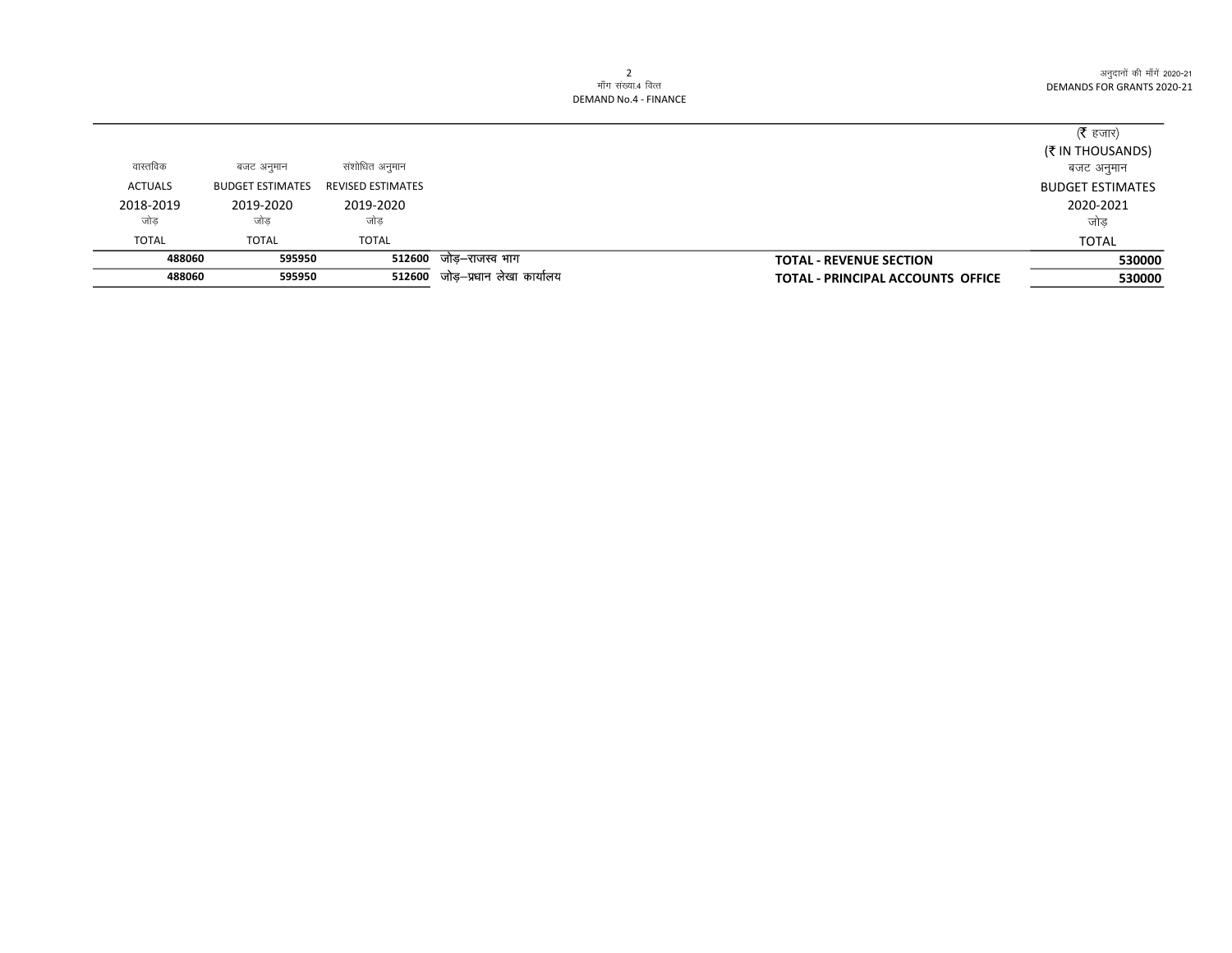माँग संख्या.4 वित्त
DEMAND No.4 - FINANCE

| वास्तविक ACTUALS 2018-2019 जोड़ TOTAL | बजट अनुमान BUDGET ESTIMATES 2019-2020 जोड़ TOTAL | संशोधित अनुमान REVISED ESTIMATES 2019-2020 जोड़ TOTAL | | | (₹ हजार) (₹ IN THOUSANDS) बजट अनुमान BUDGET ESTIMATES 2020-2021 जोड़ TOTAL |
|---|---|---|---|---|---|
| **488060** | **595950** | **512600** | जोड़–राजस्व भाग | **TOTAL - REVENUE SECTION** | **530000** |
| **488060** | **595950** | **512600** | जोड़–प्रधान लेखा कार्यालय | **TOTAL - PRINCIPAL ACCOUNTS OFFICE** | **530000** |